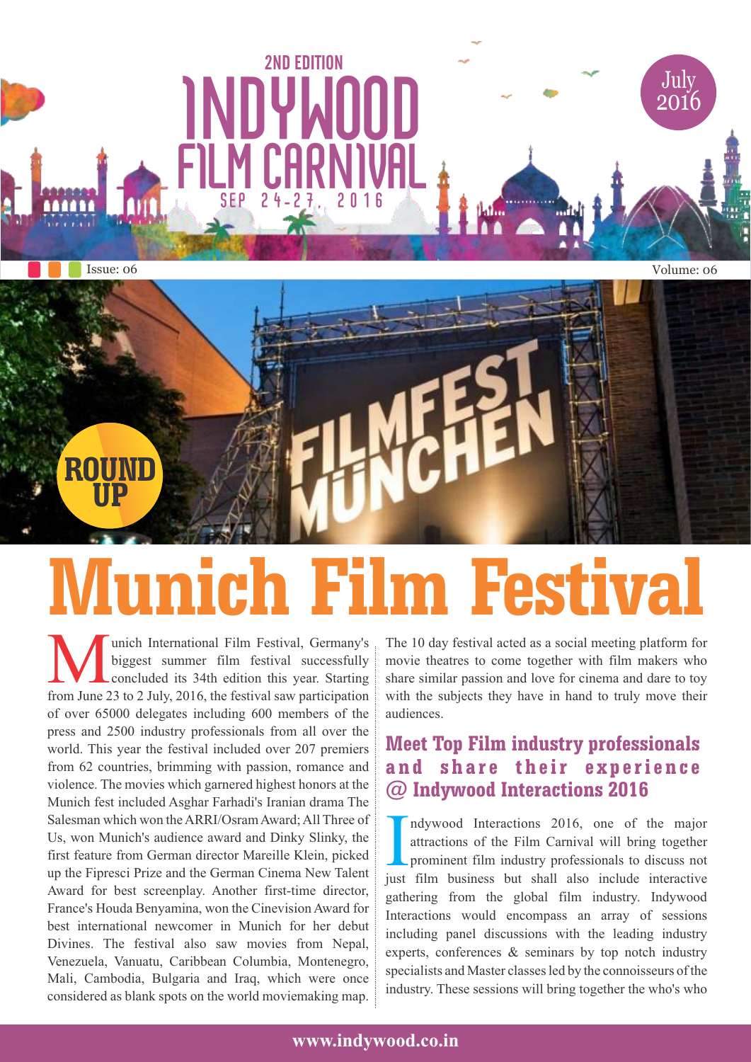2ND EDITION

# INDYWOOD FILM CARNIVAL

SEP 24-27, 2016

July 2016

Issue: 06

Volume: 06

ROUND UP

# Munich Film Festival

Munich International Film Festival, Germany's biggest summer film festival successfully concluded its 34th edition this year. Starting from June 23 to 2 July, 2016, the festival saw participation of over 65000 delegates including 600 members of the press and 2500 industry professionals from all over the world. This year the festival included over 207 premiers from 62 countries, brimming with passion, romance and violence. The movies which garnered highest honors at the Munich fest included Asghar Farhadi's Iranian drama The Salesman which won the ARRI/Osram Award; All Three of Us, won Munich's audience award and Dinky Slinky, the first feature from German director Mareille Klein, picked up the Fipresci Prize and the German Cinema New Talent Award for best screenplay. Another first-time director, France's Houda Benyamina, won the Cinevision Award for best international newcomer in Munich for her debut Divines. The festival also saw movies from Nepal, Venezuela, Vanuatu, Caribbean Columbia, Montenegro, Mali, Cambodia, Bulgaria and Iraq, which were once considered as blank spots on the world moviemaking map.

The 10 day festival acted as a social meeting platform for movie theatres to come together with film makers who share similar passion and love for cinema and dare to toy with the subjects they have in hand to truly move their audiences.

## Meet Top Film industry professionals and share their experience @ Indywood Interactions 2016

Indywood Interactions 2016, one of the major attractions of the Film Carnival will bring together prominent film industry professionals to discuss not just film business but shall also include interactive gathering from the global film industry. Indywood Interactions would encompass an array of sessions including panel discussions with the leading industry experts, conferences & seminars by top notch industry specialists and Master classes led by the connoisseurs of the industry. These sessions will bring together the who's who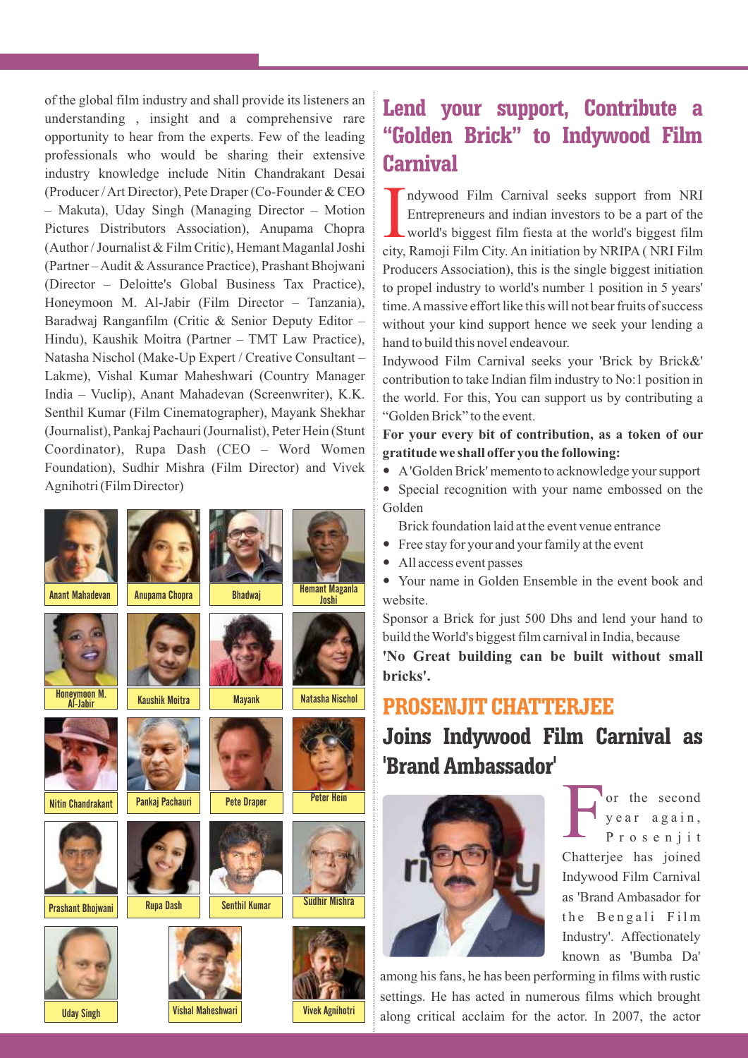of the global film industry and shall provide its listeners an understanding , insight and a comprehensive rare opportunity to hear from the experts. Few of the leading professionals who would be sharing their extensive industry knowledge include Nitin Chandrakant Desai (Producer / Art Director), Pete Draper (Co-Founder & CEO – Makuta), Uday Singh (Managing Director – Motion Pictures Distributors Association), Anupama Chopra (Author / Journalist & Film Critic), Hemant Maganlal Joshi (Partner – Audit & Assurance Practice), Prashant Bhojwani (Director – Deloitte's Global Business Tax Practice), Honeymoon M. Al-Jabir (Film Director – Tanzania), Baradwaj Ranganfilm (Critic & Senior Deputy Editor – Hindu), Kaushik Moitra (Partner – TMT Law Practice), Natasha Nischol (Make-Up Expert / Creative Consultant – Lakme), Vishal Kumar Maheshwari (Country Manager India – Vuclip), Anant Mahadevan (Screenwriter), K.K. Senthil Kumar (Film Cinematographer), Mayank Shekhar (Journalist), Pankaj Pachauri (Journalist), Peter Hein (Stunt Coordinator), Rupa Dash (CEO – Word Women Foundation), Sudhir Mishra (Film Director) and Vivek Agnihotri (Film Director)

Anant Mahadevan | Anupama Chopra | Bhadwaj | Hemant Maganla Joshi

Honeymoon M. Al-Jabir | Kaushik Moitra | Mayank | Natasha Nischol

Nitin Chandrakant | Pankaj Pachauri | Pete Draper | Peter Hein

Prashant Bhojwani | Rupa Dash | Senthil Kumar | Sudhir Mishra

Uday Singh | Vishal Maheshwari | Vivek Agnihotri

# Lend your support, Contribute a "Golden Brick" to Indywood Film Carnival

Indywood Film Carnival seeks support from NRI Entrepreneurs and indian investors to be a part of the world's biggest film fiesta at the world's biggest film city, Ramoji Film City. An initiation by NRIPA ( NRI Film Producers Association), this is the single biggest initiation to propel industry to world's number 1 position in 5 years' time. A massive effort like this will not bear fruits of success without your kind support hence we seek your lending a hand to build this novel endeavour.

Indywood Film Carnival seeks your 'Brick by Brick&' contribution to take Indian film industry to No:1 position in the world. For this, You can support us by contributing a "Golden Brick" to the event.

**For your every bit of contribution, as a token of our gratitude we shall offer you the following:**

- A 'Golden Brick' memento to acknowledge your support
- Special recognition with your name embossed on the Golden Brick foundation laid at the event venue entrance
- Free stay for your and your family at the event
- All access event passes
- Your name in Golden Ensemble in the event book and website.

Sponsor a Brick for just 500 Dhs and lend your hand to build the World's biggest film carnival in India, because

**'No Great building can be built without small bricks'.**

# PROSENJIT CHATTERJEE

## Joins Indywood Film Carnival as 'Brand Ambassador'

For the second year again, Prosenjit Chatterjee has joined Indywood Film Carnival as 'Brand Ambasador for the Bengali Film Industry'. Affectionately known as 'Bumba Da' among his fans, he has been performing in films with rustic settings. He has acted in numerous films which brought along critical acclaim for the actor. In 2007, the actor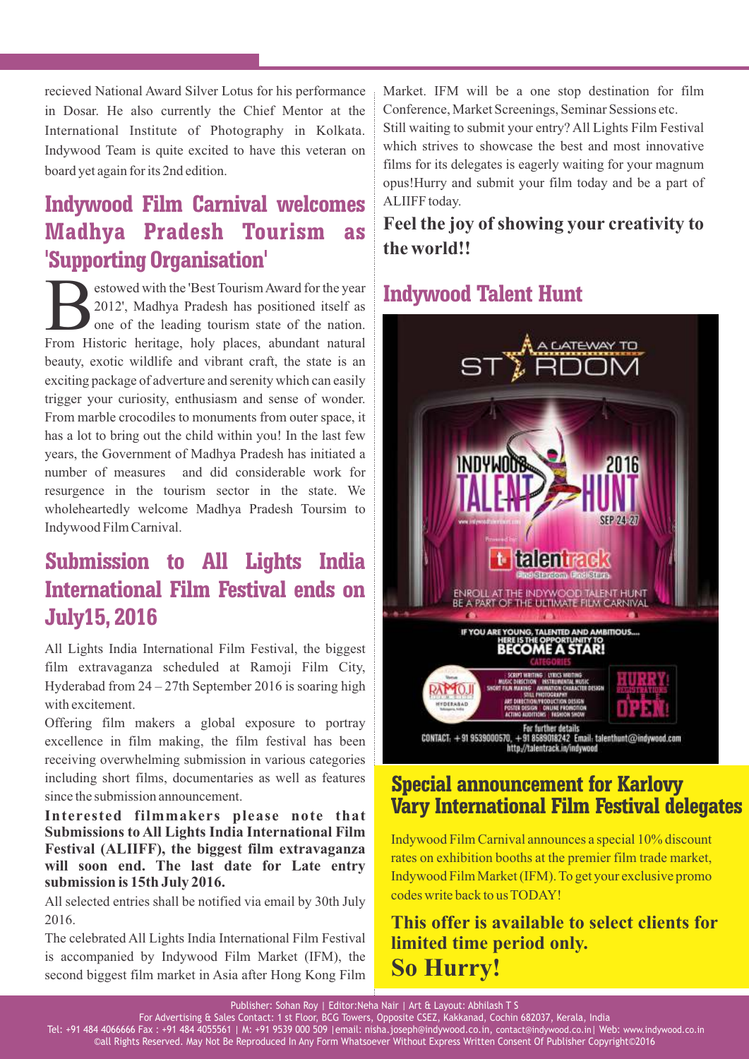recieved National Award Silver Lotus for his performance in Dosar. He also currently the Chief Mentor at the International Institute of Photography in Kolkata. Indywood Team is quite excited to have this veteran on board yet again for its 2nd edition.

## Indywood Film Carnival welcomes Madhya Pradesh Tourism as 'Supporting Organisation'

Bestowed with the 'Best Tourism Award for the year 2012', Madhya Pradesh has positioned itself as one of the leading tourism state of the nation. From Historic heritage, holy places, abundant natural beauty, exotic wildlife and vibrant craft, the state is an exciting package of adverture and serenity which can easily trigger your curiosity, enthusiasm and sense of wonder. From marble crocodiles to monuments from outer space, it has a lot to bring out the child within you! In the last few years, the Government of Madhya Pradesh has initiated a number of measures and did considerable work for resurgence in the tourism sector in the state. We wholeheartedly welcome Madhya Pradesh Toursim to Indywood Film Carnival.

## Submission to All Lights India International Film Festival ends on July15, 2016

All Lights India International Film Festival, the biggest film extravaganza scheduled at Ramoji Film City, Hyderabad from 24 – 27th September 2016 is soaring high with excitement.

Offering film makers a global exposure to portray excellence in film making, the film festival has been receiving overwhelming submission in various categories including short films, documentaries as well as features since the submission announcement.

**Interested filmmakers please note that Submissions to All Lights India International Film Festival (ALIIFF), the biggest film extravaganza will soon end. The last date for Late entry submission is 15th July 2016.**

All selected entries shall be notified via email by 30th July 2016.

The celebrated All Lights India International Film Festival is accompanied by Indywood Film Market (IFM), the second biggest film market in Asia after Hong Kong Film Market. IFM will be a one stop destination for film Conference, Market Screenings, Seminar Sessions etc.

Still waiting to submit your entry? All Lights Film Festival which strives to showcase the best and most innovative films for its delegates is eagerly waiting for your magnum opus!Hurry and submit your film today and be a part of ALIIFF today.

**Feel the joy of showing your creativity to the world!!**

## Indywood Talent Hunt

A GATEWAY TO STARDOM

INDYWOOD TALENT HUNT 2016

SEP 24-27

talentrack

Find Stardom Find Stars

ENROLL AT THE INDYWOOD TALENT HUNT
BE A PART OF THE ULTIMATE FILM CARNIVAL

IF YOU ARE YOUNG, TALENTED AND AMBITIOUS.... HERE IS THE OPPORTUNITY TO BECOME A STAR!

CATEGORIES

SCRIPT WRITING | LYRICS WRITING | MUSIC DIRECTION | INSTRUMENTAL MUSIC | SHORT FILM MAKING | ANIMATION CHARACTER DESIGN | STILL PHOTOGRAPHY | ART DIRECTION/PRODUCTION DESIGN | POSTER DESIGN | ONLINE PROMOTION | ACTING AUDITIONS | FASHION SHOW

Venue: RAMOJI FILM CITY, HYDERABAD

HURRY! REGISTRATIONS ARE OPEN!

For further details

CONTACT: +91 9539000570, +91 8589018242 Email: talenthunt@indywood.com
http://talentrack.in/indywood

## Special announcement for Karlovy Vary International Film Festival delegates

Indywood Film Carnival announces a special 10% discount rates on exhibition booths at the premier film trade market, Indywood Film Market (IFM). To get your exclusive promo codes write back to us TODAY!

**This offer is available to select clients for limited time period only.**

**So Hurry!**

Publisher: Sohan Roy | Editor:Neha Nair | Art & Layout: Abhilash T S

For Advertising & Sales Contact: 1 st Floor, BCG Towers, Opposite CSEZ, Kakkanad, Cochin 682037, Kerala, India

Tel: +91 484 4066666 Fax : +91 484 4055561 | M: +91 9539 000 509 |email: nisha.joseph@indywood.co.in, contact@indywood.co.in| Web: www.indywood.co.in

©all Rights Reserved. May Not Be Reproduced In Any Form Whatsoever Without Express Written Consent Of Publisher Copyright©2016